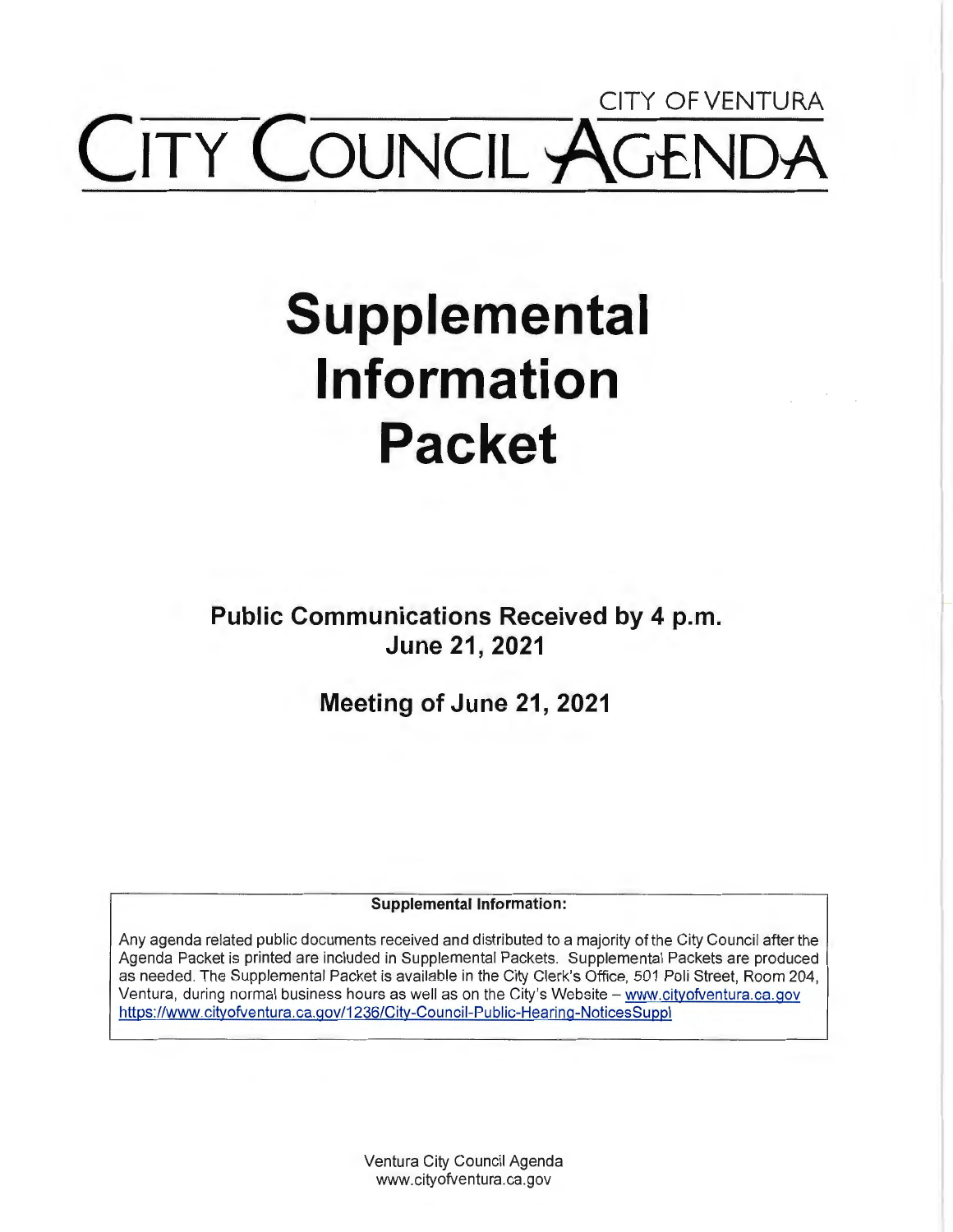CITY OF VENTURA

# CITY COUNCIL AGENDA

# Supplemental Information Packet

## Public Communications Received by 4 p.m. June 21, 2021

## Meeting of June 21, 2021

**Supplemental Information:**

Any agenda related public documents received and distributed to a majority of the City Council after the Agenda Packet is printed are included in Supplemental Packets. Supplemental Packets are produced as needed. The Supplemental Packet is available in the City Clerk's Office, 501 Poli Street, Room 204, Ventura, during normal business hours as well as on the City's Website – www.cityofventura.ca.gov https://www.cityofventura.ca.gov/1236/City-Council-Public-Hearing-NoticesSuppl

Ventura City Council Agenda
www.cityofventura.ca.gov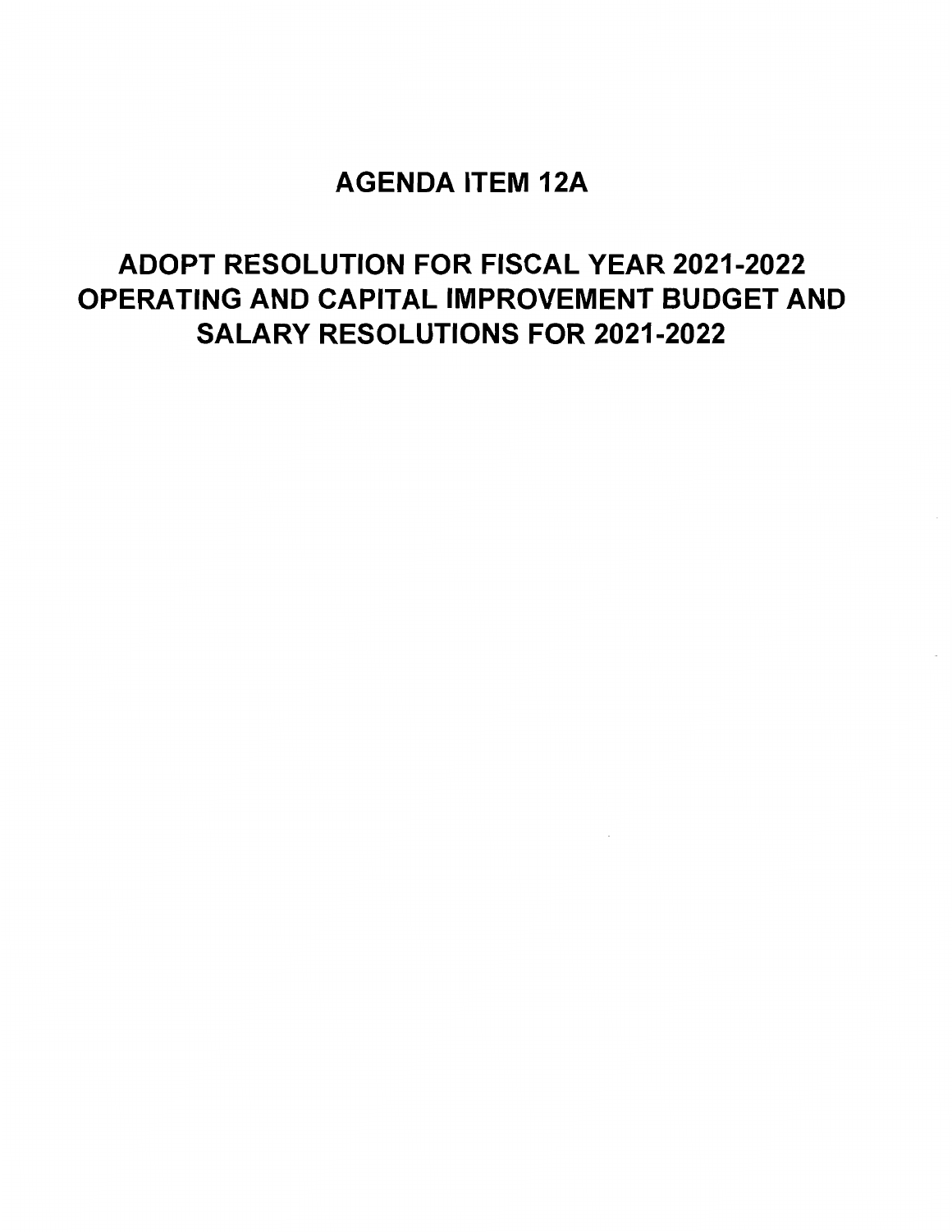# AGENDA ITEM 12A

## ADOPT RESOLUTION FOR FISCAL YEAR 2021-2022 OPERATING AND CAPITAL IMPROVEMENT BUDGET AND SALARY RESOLUTIONS FOR 2021-2022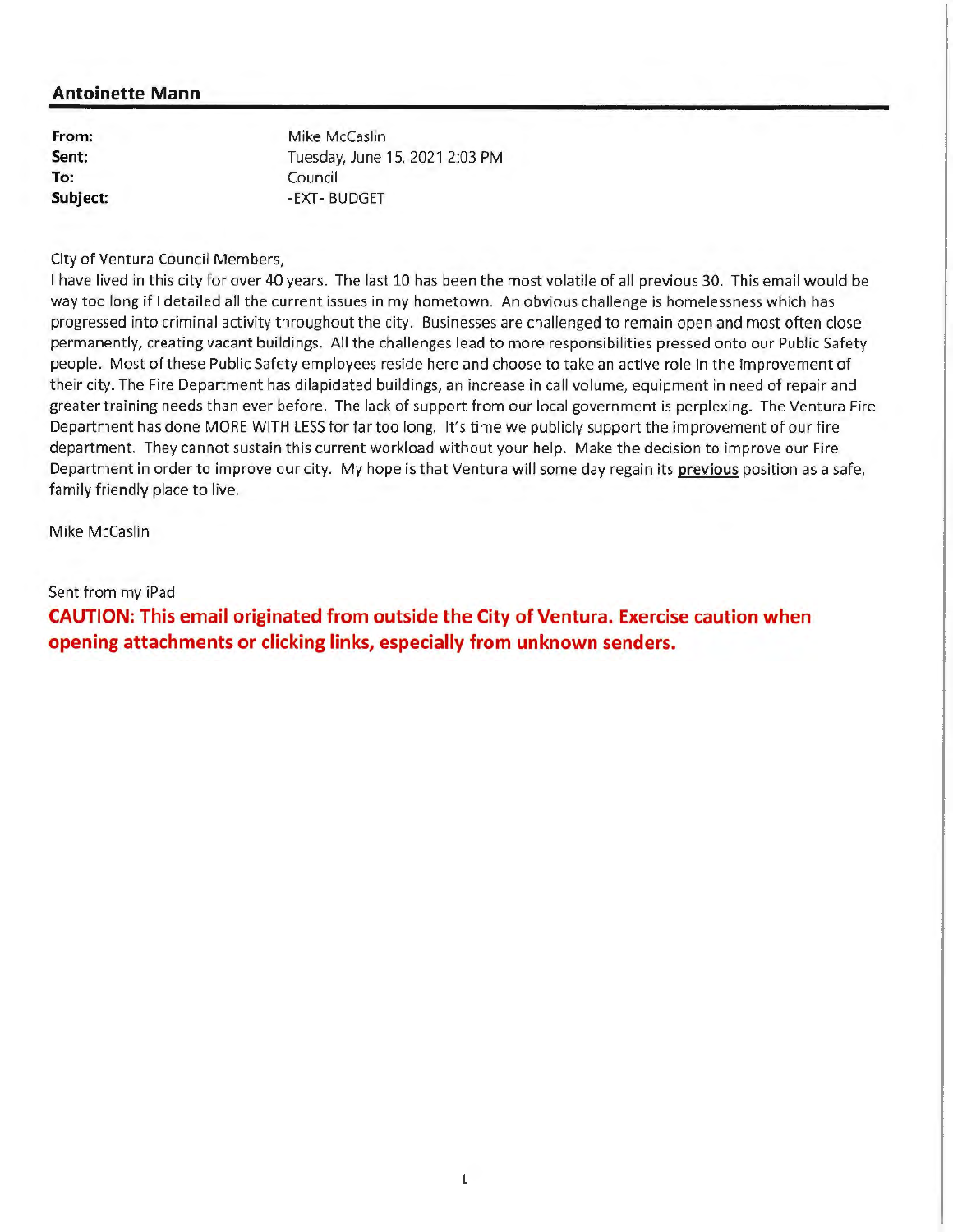**Antoinette Mann**

| | |
|---|---|
| **From:** | Mike McCaslin |
| **Sent:** | Tuesday, June 15, 2021 2:03 PM |
| **To:** | Council |
| **Subject:** | -EXT- BUDGET |

City of Ventura Council Members,

I have lived in this city for over 40 years. The last 10 has been the most volatile of all previous 30. This email would be way too long if I detailed all the current issues in my hometown. An obvious challenge is homelessness which has progressed into criminal activity throughout the city. Businesses are challenged to remain open and most often close permanently, creating vacant buildings. All the challenges lead to more responsibilities pressed onto our Public Safety people. Most of these Public Safety employees reside here and choose to take an active role in the improvement of their city. The Fire Department has dilapidated buildings, an increase in call volume, equipment in need of repair and greater training needs than ever before. The lack of support from our local government is perplexing. The Ventura Fire Department has done MORE WITH LESS for far too long. It's time we publicly support the improvement of our fire department. They cannot sustain this current workload without your help. Make the decision to improve our Fire Department in order to improve our city. My hope is that Ventura will some day regain its **previous** position as a safe, family friendly place to live.

Mike McCaslin

Sent from my iPad

**CAUTION: This email originated from outside the City of Ventura. Exercise caution when opening attachments or clicking links, especially from unknown senders.**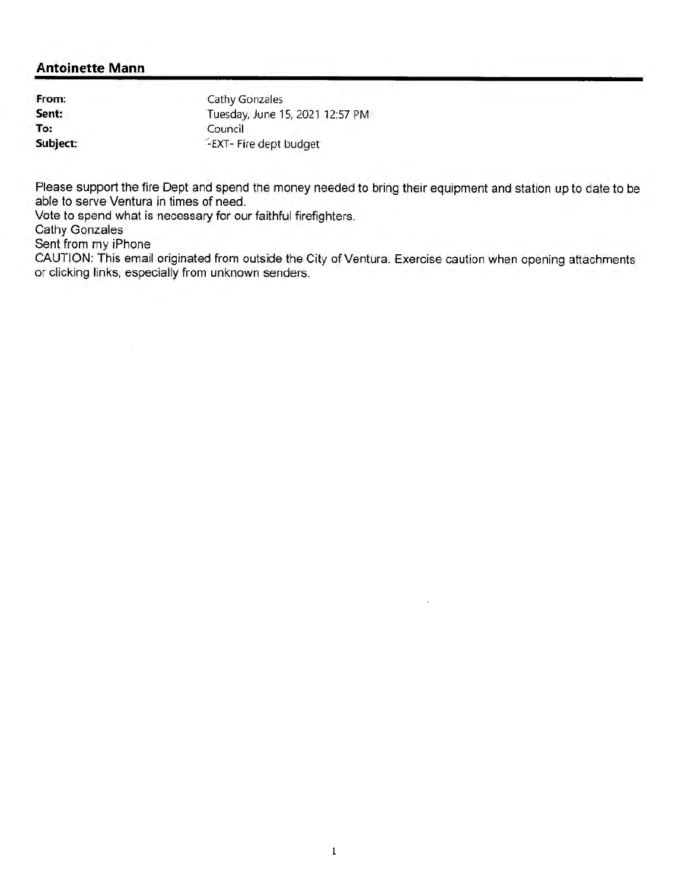## Antoinette Mann

| | |
|---|---|
| **From:** | Cathy Gonzales |
| **Sent:** | Tuesday, June 15, 2021 12:57 PM |
| **To:** | Council |
| **Subject:** | -EXT- Fire dept budget |

Please support the fire Dept and spend the money needed to bring their equipment and station up to date to be able to serve Ventura in times of need.
Vote to spend what is necessary for our faithful firefighters.
Cathy Gonzales
Sent from my iPhone
CAUTION: This email originated from outside the City of Ventura. Exercise caution when opening attachments or clicking links, especially from unknown senders.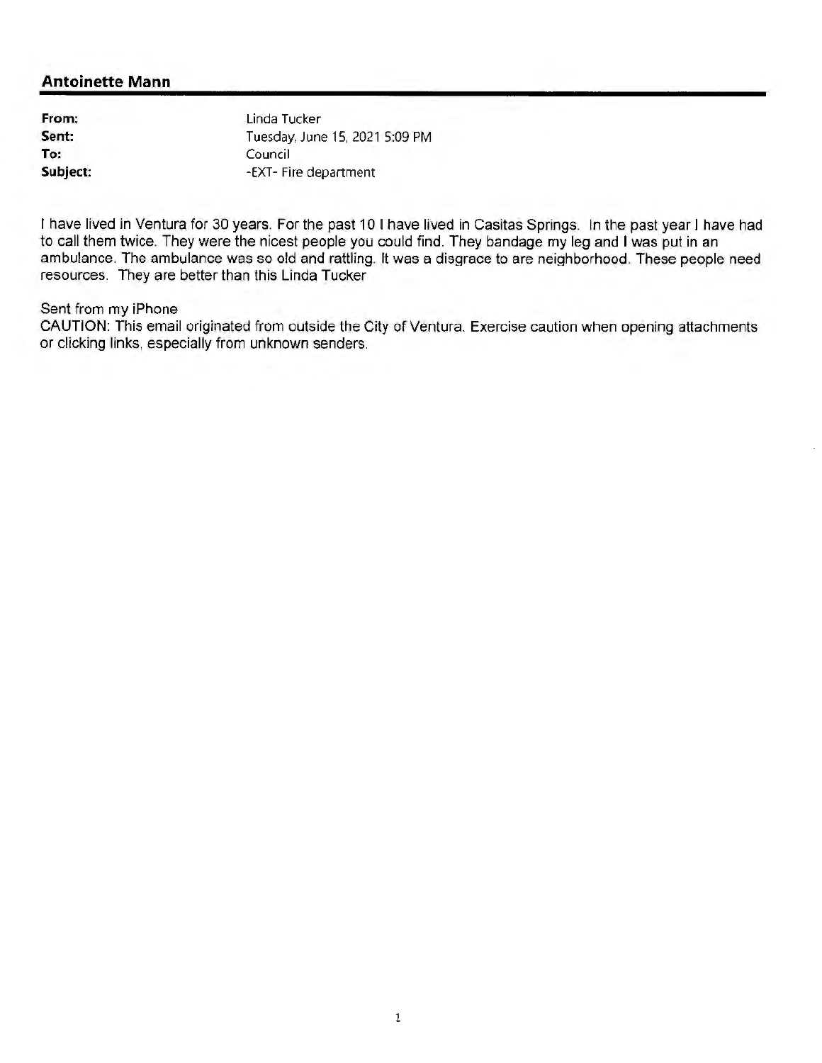## Antoinette Mann

| | |
|---|---|
| **From:** | Linda Tucker |
| **Sent:** | Tuesday, June 15, 2021 5:09 PM |
| **To:** | Council |
| **Subject:** | -EXT- Fire department |

I have lived in Ventura for 30 years. For the past 10 I have lived in Casitas Springs. In the past year I have had to call them twice. They were the nicest people you could find. They bandage my leg and I was put in an ambulance. The ambulance was so old and rattling. It was a disgrace to are neighborhood. These people need resources. They are better than this Linda Tucker

Sent from my iPhone
CAUTION: This email originated from outside the City of Ventura. Exercise caution when opening attachments or clicking links, especially from unknown senders.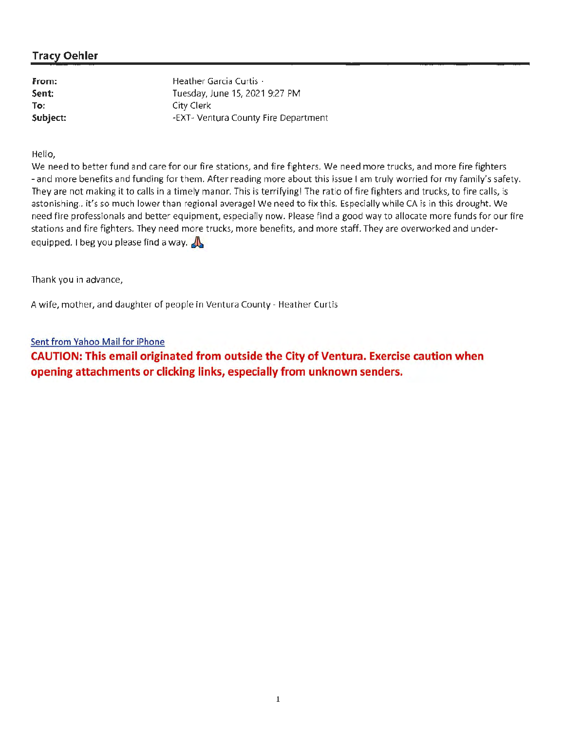## Tracy Oehler

| | |
|---|---|
| **From:** | Heather Garcia Curtis · |
| **Sent:** | Tuesday, June 15, 2021 9:27 PM |
| **To:** | City Clerk |
| **Subject:** | -EXT- Ventura County Fire Department |

Hello,
We need to better fund and care for our fire stations, and fire fighters. We need more trucks, and more fire fighters - and more benefits and funding for them. After reading more about this issue I am truly worried for my family's safety. They are not making it to calls in a timely manor. This is terrifying! The ratio of fire fighters and trucks, to fire calls, is astonishing.. it's so much lower than regional average! We need to fix this. Especially while CA is in this drought. We need fire professionals and better equipment, especially now. Please find a good way to allocate more funds for our fire stations and fire fighters. They need more trucks, more benefits, and more staff. They are overworked and under-equipped. I beg you please find a way. 🙏

Thank you in advance,

A wife, mother, and daughter of people in Ventura County - Heather Curtis

Sent from Yahoo Mail for iPhone

**CAUTION: This email originated from outside the City of Ventura. Exercise caution when opening attachments or clicking links, especially from unknown senders.**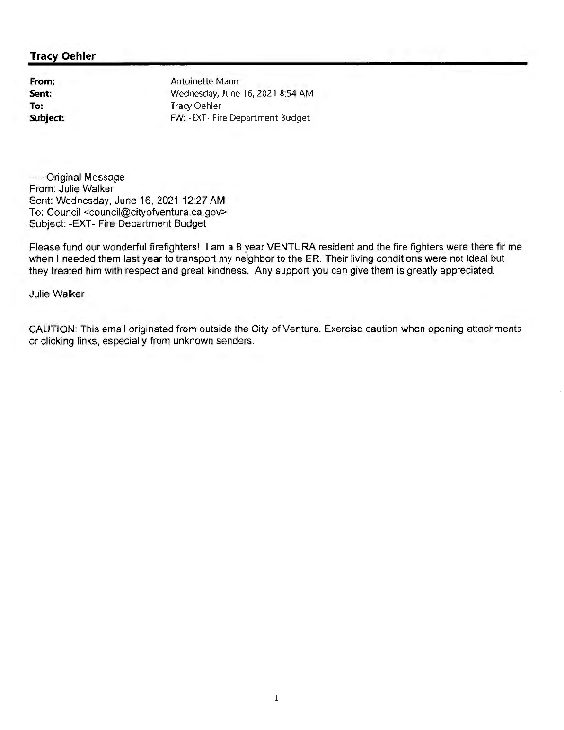## Tracy Oehler

**From:** Antoinette Mann
**Sent:** Wednesday, June 16, 2021 8:54 AM
**To:** Tracy Oehler
**Subject:** FW: -EXT- Fire Department Budget

-----Original Message-----
From: Julie Walker
Sent: Wednesday, June 16, 2021 12:27 AM
To: Council <council@cityofventura.ca.gov>
Subject: -EXT- Fire Department Budget

Please fund our wonderful firefighters! I am a 8 year VENTURA resident and the fire fighters were there fir me when I needed them last year to transport my neighbor to the ER. Their living conditions were not ideal but they treated him with respect and great kindness. Any support you can give them is greatly appreciated.

Julie Walker

CAUTION: This email originated from outside the City of Ventura. Exercise caution when opening attachments or clicking links, especially from unknown senders.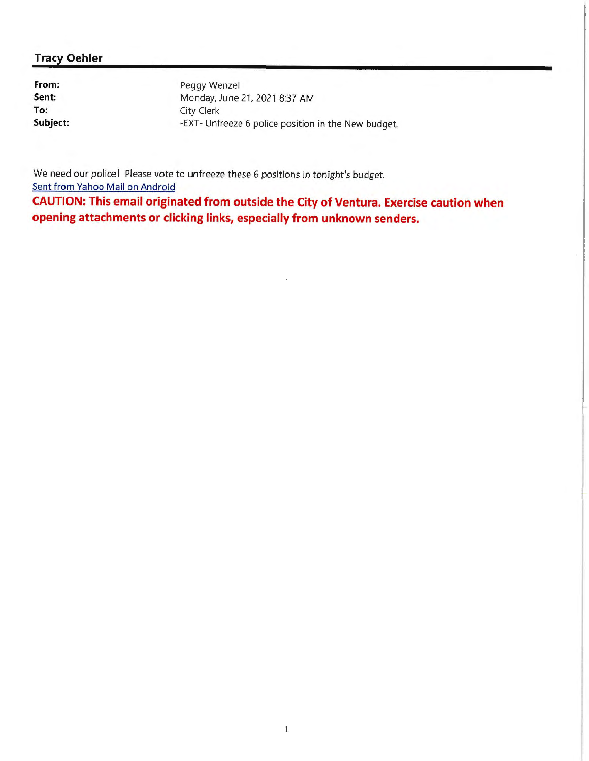**Tracy Oehler**

---

**From:** Peggy Wenzel
**Sent:** Monday, June 21, 2021 8:37 AM
**To:** City Clerk
**Subject:** -EXT- Unfreeze 6 police position in the New budget.

We need our police! Please vote to unfreeze these 6 positions in tonight's budget.
Sent from Yahoo Mail on Android

**CAUTION: This email originated from outside the City of Ventura. Exercise caution when opening attachments or clicking links, especially from unknown senders.**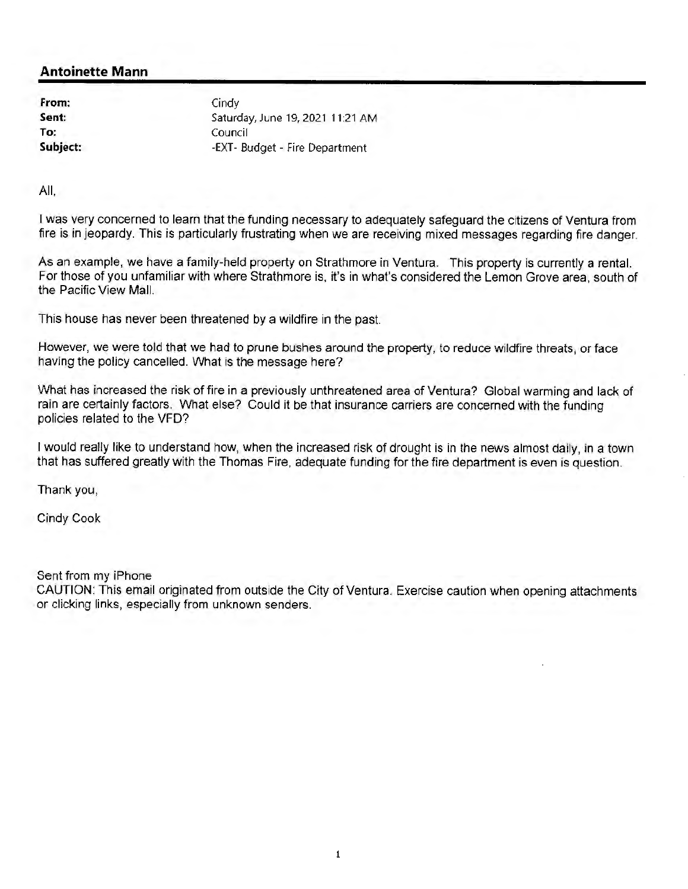## Antoinette Mann

| | |
|---|---|
| **From:** | Cindy |
| **Sent:** | Saturday, June 19, 2021 11:21 AM |
| **To:** | Council |
| **Subject:** | -EXT- Budget - Fire Department |

All,

I was very concerned to learn that the funding necessary to adequately safeguard the citizens of Ventura from fire is in jeopardy. This is particularly frustrating when we are receiving mixed messages regarding fire danger.

As an example, we have a family-held property on Strathmore in Ventura. This property is currently a rental. For those of you unfamiliar with where Strathmore is, it's in what's considered the Lemon Grove area, south of the Pacific View Mall.

This house has never been threatened by a wildfire in the past.

However, we were told that we had to prune bushes around the property, to reduce wildfire threats, or face having the policy cancelled. What is the message here?

What has increased the risk of fire in a previously unthreatened area of Ventura? Global warming and lack of rain are certainly factors. What else? Could it be that insurance carriers are concerned with the funding policies related to the VFD?

I would really like to understand how, when the increased risk of drought is in the news almost daily, in a town that has suffered greatly with the Thomas Fire, adequate funding for the fire department is even is question.

Thank you,

Cindy Cook

Sent from my iPhone
CAUTION: This email originated from outside the City of Ventura. Exercise caution when opening attachments or clicking links, especially from unknown senders.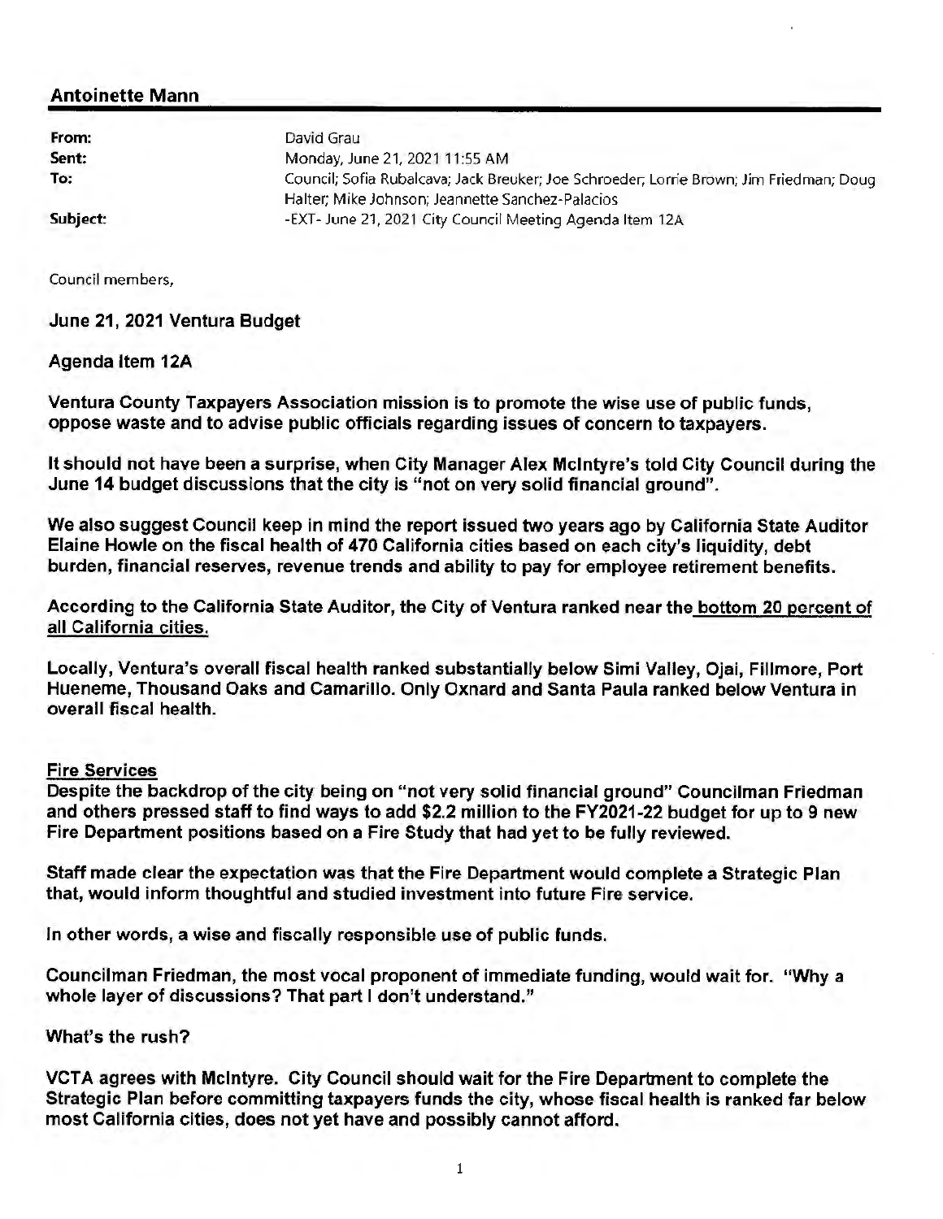## Antoinette Mann

| | |
|---|---|
| **From:** | David Grau |
| **Sent:** | Monday, June 21, 2021 11:55 AM |
| **To:** | Council; Sofia Rubalcava; Jack Breuker; Joe Schroeder; Lorrie Brown; Jim Friedman; Doug Halter; Mike Johnson; Jeannette Sanchez-Palacios |
| **Subject:** | -EXT- June 21, 2021 City Council Meeting Agenda Item 12A |

Council members,

**June 21, 2021 Ventura Budget**

**Agenda Item 12A**

**Ventura County Taxpayers Association mission is to promote the wise use of public funds, oppose waste and to advise public officials regarding issues of concern to taxpayers.**

**It should not have been a surprise, when City Manager Alex McIntyre's told City Council during the June 14 budget discussions that the city is "not on very solid financial ground".**

**We also suggest Council keep in mind the report issued two years ago by California State Auditor Elaine Howle on the fiscal health of 470 California cities based on each city's liquidity, debt burden, financial reserves, revenue trends and ability to pay for employee retirement benefits.**

**According to the California State Auditor, the City of Ventura ranked near the bottom 20 percent of all California cities.**

**Locally, Ventura's overall fiscal health ranked substantially below Simi Valley, Ojai, Fillmore, Port Hueneme, Thousand Oaks and Camarillo. Only Oxnard and Santa Paula ranked below Ventura in overall fiscal health.**

**Fire Services**

**Despite the backdrop of the city being on "not very solid financial ground" Councilman Friedman and others pressed staff to find ways to add $2.2 million to the FY2021-22 budget for up to 9 new Fire Department positions based on a Fire Study that had yet to be fully reviewed.**

**Staff made clear the expectation was that the Fire Department would complete a Strategic Plan that, would inform thoughtful and studied investment into future Fire service.**

**In other words, a wise and fiscally responsible use of public funds.**

**Councilman Friedman, the most vocal proponent of immediate funding, would wait for. "Why a whole layer of discussions? That part I don't understand."**

**What's the rush?**

**VCTA agrees with McIntyre. City Council should wait for the Fire Department to complete the Strategic Plan before committing taxpayers funds the city, whose fiscal health is ranked far below most California cities, does not yet have and possibly cannot afford.**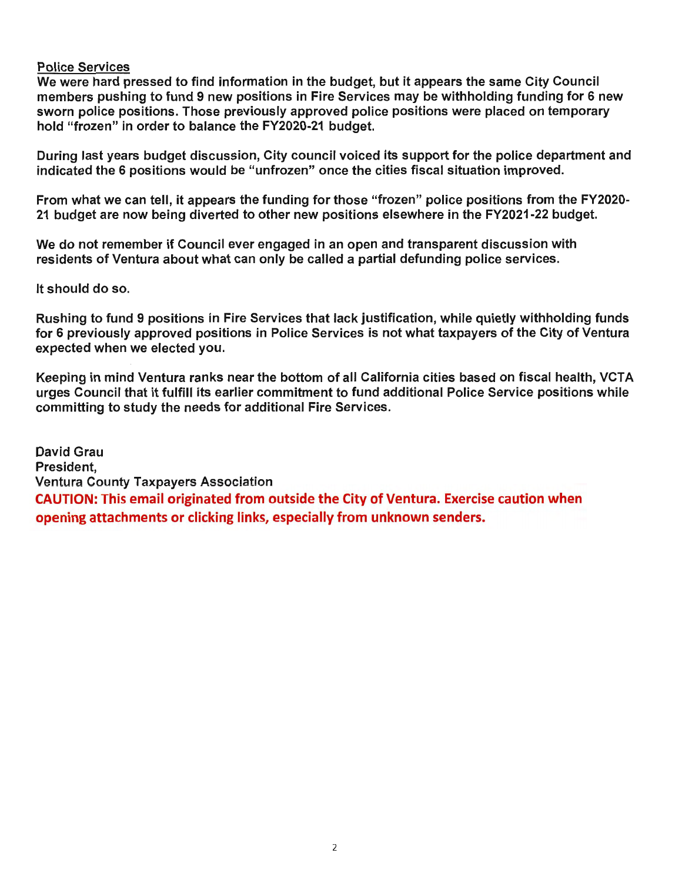Police Services

**We were hard pressed to find information in the budget, but it appears the same City Council members pushing to fund 9 new positions in Fire Services may be withholding funding for 6 new sworn police positions. Those previously approved police positions were placed on temporary hold "frozen" in order to balance the FY2020-21 budget.**

**During last years budget discussion, City council voiced its support for the police department and indicated the 6 positions would be "unfrozen" once the cities fiscal situation improved.**

**From what we can tell, it appears the funding for those "frozen" police positions from the FY2020-21 budget are now being diverted to other new positions elsewhere in the FY2021-22 budget.**

**We do not remember if Council ever engaged in an open and transparent discussion with residents of Ventura about what can only be called a partial defunding police services.**

**It should do so.**

**Rushing to fund 9 positions in Fire Services that lack justification, while quietly withholding funds for 6 previously approved positions in Police Services is not what taxpayers of the City of Ventura expected when we elected you.**

**Keeping in mind Ventura ranks near the bottom of all California cities based on fiscal health, VCTA urges Council that it fulfill its earlier commitment to fund additional Police Service positions while committing to study the needs for additional Fire Services.**

**David Grau**
**President,**
**Ventura County Taxpayers Association**

**CAUTION: This email originated from outside the City of Ventura. Exercise caution when opening attachments or clicking links, especially from unknown senders.**